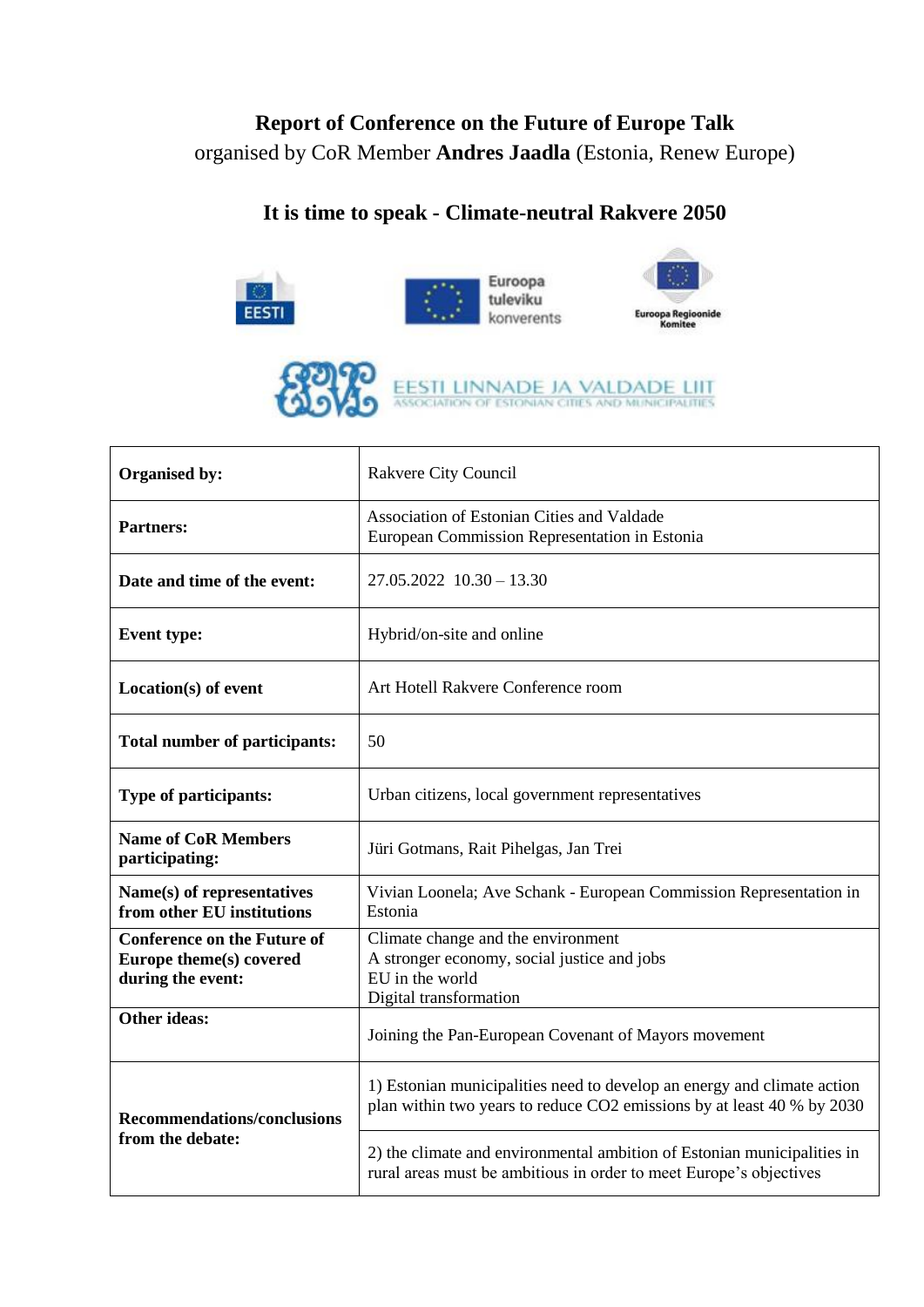**Report of Conference on the Future of Europe Talk**

organised by CoR Member **Andres Jaadla** (Estonia, Renew Europe)

## It is time to speak - Climate-neutral Rakvere 2050

| | |
|---|---|
| **Organised by:** | Rakvere City Council |
| **Partners:** | Association of Estonian Cities and Valdade<br>European Commission Representation in Estonia |
| **Date and time of the event:** | 27.05.2022 10.30 – 13.30 |
| **Event type:** | Hybrid/on-site and online |
| **Location(s) of event** | Art Hotell Rakvere Conference room |
| **Total number of participants:** | 50 |
| **Type of participants:** | Urban citizens, local government representatives |
| **Name of CoR Members participating:** | Jüri Gotmans, Rait Pihelgas, Jan Trei |
| **Name(s) of representatives from other EU institutions** | Vivian Loonela; Ave Schank - European Commission Representation in Estonia |
| **Conference on the Future of Europe theme(s) covered during the event:** | Climate change and the environment<br>A stronger economy, social justice and jobs<br>EU in the world<br>Digital transformation |
| **Other ideas:** | Joining the Pan-European Covenant of Mayors movement |
| **Recommendations/conclusions from the debate:** | 1) Estonian municipalities need to develop an energy and climate action plan within two years to reduce $CO_2$ emissions by at least 40 % by 2030 |
| | 2) the climate and environmental ambition of Estonian municipalities in rural areas must be ambitious in order to meet Europe's objectives |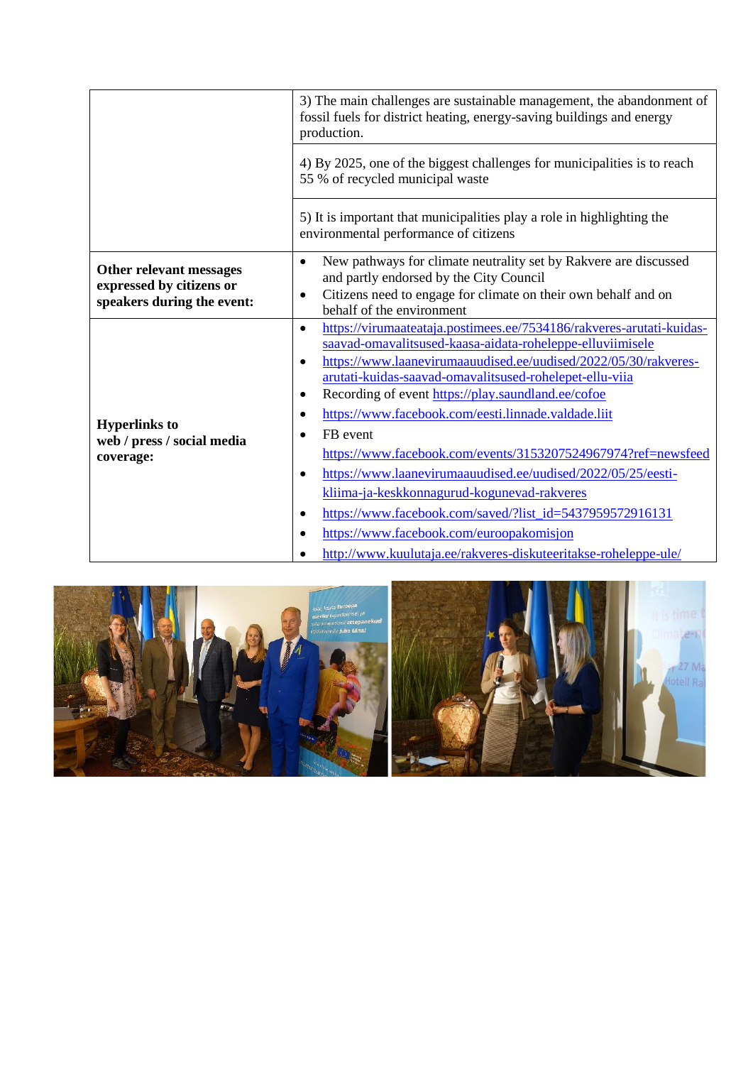| | |
|---|---|
| | 3) The main challenges are sustainable management, the abandonment of fossil fuels for district heating, energy-saving buildings and energy production. |
| | 4) By 2025, one of the biggest challenges for municipalities is to reach 55 % of recycled municipal waste |
| | 5) It is important that municipalities play a role in highlighting the environmental performance of citizens |
| **Other relevant messages expressed by citizens or speakers during the event:** | • New pathways for climate neutrality set by Rakvere are discussed and partly endorsed by the City Council<br>• Citizens need to engage for climate on their own behalf and on behalf of the environment |
| **Hyperlinks to web / press / social media coverage:** | • https://virumaateataja.postimees.ee/7534186/rakveres-arutati-kuidas-saavad-omavalitsused-kaasa-aidata-roheleppe-elluviimisele<br>• https://www.laanevirumaauudised.ee/uudised/2022/05/30/rakveres-arutati-kuidas-saavad-omavalitsused-rohelepet-ellu-viia<br>• Recording of event https://play.saundland.ee/cofoe<br>• https://www.facebook.com/eesti.linnade.valdade.liit<br>• FB event https://www.facebook.com/events/3153207524967974?ref=newsfeed<br>• https://www.laanevirumaauudised.ee/uudised/2022/05/25/eesti-kliima-ja-keskkonnagurud-kogunevad-rakveres<br>• https://www.facebook.com/saved/?list_id=5437959572916131<br>• https://www.facebook.com/euroopakomisjon<br>• http://www.kuulutaja.ee/rakveres-diskuteeritakse-roheleppe-ule/ |